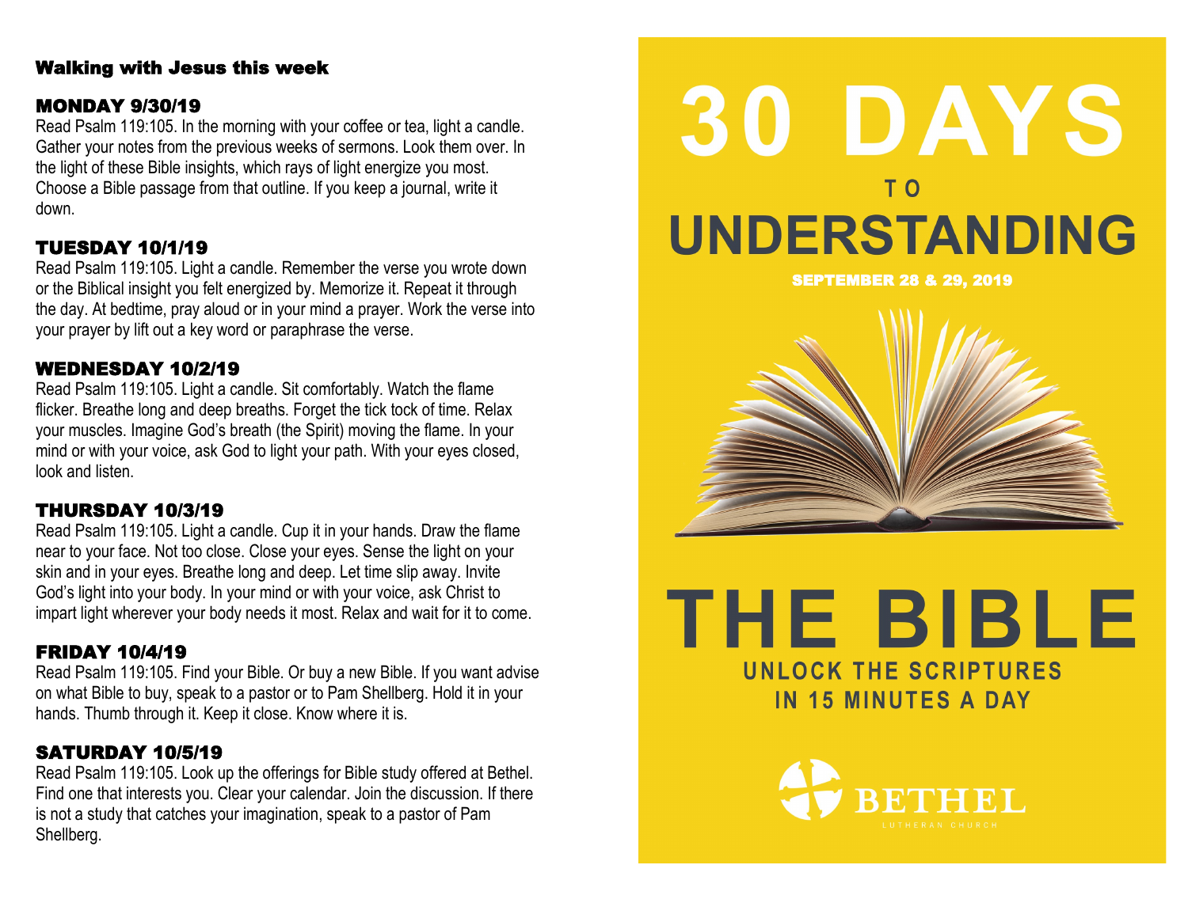## Walking with Jesus this week

### MONDAY 9/30/19

Read Psalm 119:105. In the morning with your coffee or tea, light a candle. Gather your notes from the previous weeks of sermons. Look them over. In the light of these Bible insights, which rays of light energize you most. Choose a Bible passage from that outline. If you keep a journal, write it down.

### TUESDAY 10/1/19

Read Psalm 119:105. Light a candle. Remember the verse you wrote down or the Biblical insight you felt energized by. Memorize it. Repeat it through the day. At bedtime, pray aloud or in your mind a prayer. Work the verse into your prayer by lift out a key word or paraphrase the verse.

### WEDNESDAY 10/2/19

Read Psalm 119:105. Light a candle. Sit comfortably. Watch the flame flicker. Breathe long and deep breaths. Forget the tick tock of time. Relax your muscles. Imagine God's breath (the Spirit) moving the flame. In your mind or with your voice, ask God to light your path. With your eyes closed, look and listen.

### THURSDAY 10/3/19

Read Psalm 119:105. Light a candle. Cup it in your hands. Draw the flame near to your face. Not too close. Close your eyes. Sense the light on your skin and in your eyes. Breathe long and deep. Let time slip away. Invite God's light into your body. In your mind or with your voice, ask Christ to impart light wherever your body needs it most. Relax and wait for it to come.

### FRIDAY 10/4/19

Read Psalm 119:105. Find your Bible. Or buy a new Bible. If you want advise on what Bible to buy, speak to a pastor or to Pam Shellberg. Hold it in your hands. Thumb through it. Keep it close. Know where it is.

### SATURDAY 10/5/19

Read Psalm 119:105. Look up the offerings for Bible study offered at Bethel. Find one that interests you. Clear your calendar. Join the discussion. If there is not a study that catches your imagination, speak to a pastor of Pam Shellberg.

# 30 DAYS TO UNDERSTANDING THE BIBLE

**SEPTEMBER 28 & 29, 2019**

**UNLOCK THE SCRIPTURES IN 15 MINUTES A DAY**

BETHEL
LUTHERAN CHURCH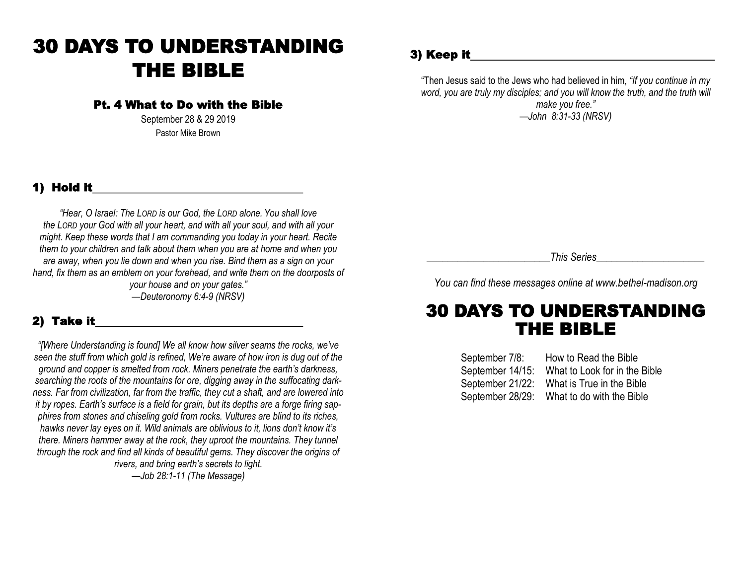# 30 DAYS TO UNDERSTANDING THE BIBLE

## Pt. 4 What to Do with the Bible

September 28 & 29 2019

Pastor Mike Brown

### 1) Hold it\_\_\_\_\_\_\_\_\_\_\_\_\_\_\_\_\_\_\_\_\_\_\_\_\_\_\_\_\_\_\_\_\_\_\_\_

*"Hear, O Israel: The LORD is our God, the LORD alone. You shall love the LORD your God with all your heart, and with all your soul, and with all your might. Keep these words that I am commanding you today in your heart. Recite them to your children and talk about them when you are at home and when you are away, when you lie down and when you rise. Bind them as a sign on your hand, fix them as an emblem on your forehead, and write them on the doorposts of your house and on your gates."*
*—Deuteronomy 6:4-9 (NRSV)*

### 2) Take it\_\_\_\_\_\_\_\_\_\_\_\_\_\_\_\_\_\_\_\_\_\_\_\_\_\_\_\_\_\_\_\_\_\_\_\_

*"[Where Understanding is found] We all know how silver seams the rocks, we've seen the stuff from which gold is refined, We're aware of how iron is dug out of the ground and copper is smelted from rock. Miners penetrate the earth's darkness, searching the roots of the mountains for ore, digging away in the suffocating darkness. Far from civilization, far from the traffic, they cut a shaft, and are lowered into it by ropes. Earth's surface is a field for grain, but its depths are a forge firing sapphires from stones and chiseling gold from rocks. Vultures are blind to its riches, hawks never lay eyes on it. Wild animals are oblivious to it, lions don't know it's there. Miners hammer away at the rock, they uproot the mountains. They tunnel through the rock and find all kinds of beautiful gems. They discover the origins of rivers, and bring earth's secrets to light.*
*—Job 28:1-11 (The Message)*

### 3) Keep it\_\_\_\_\_\_\_\_\_\_\_\_\_\_\_\_\_\_\_\_\_\_\_\_\_\_\_\_\_\_\_\_\_\_\_\_\_\_\_\_\_\_

"Then Jesus said to the Jews who had believed in him, *"If you continue in my word, you are truly my disciples; and you will know the truth, and the truth will make you free."*
*—John 8:31-33 (NRSV)*

\_\_\_\_\_\_\_\_\_\_\_\_\_\_\_\_\_\_\_\_\_\_\_*This Series*\_\_\_\_\_\_\_\_\_\_\_\_\_\_\_\_\_\_\_\_

*You can find these messages online at www.bethel-madison.org*

# 30 DAYS TO UNDERSTANDING THE BIBLE

| | |
|---|---|
| September 7/8: | How to Read the Bible |
| September 14/15: | What to Look for in the Bible |
| September 21/22: | What is True in the Bible |
| September 28/29: | What to do with the Bible |